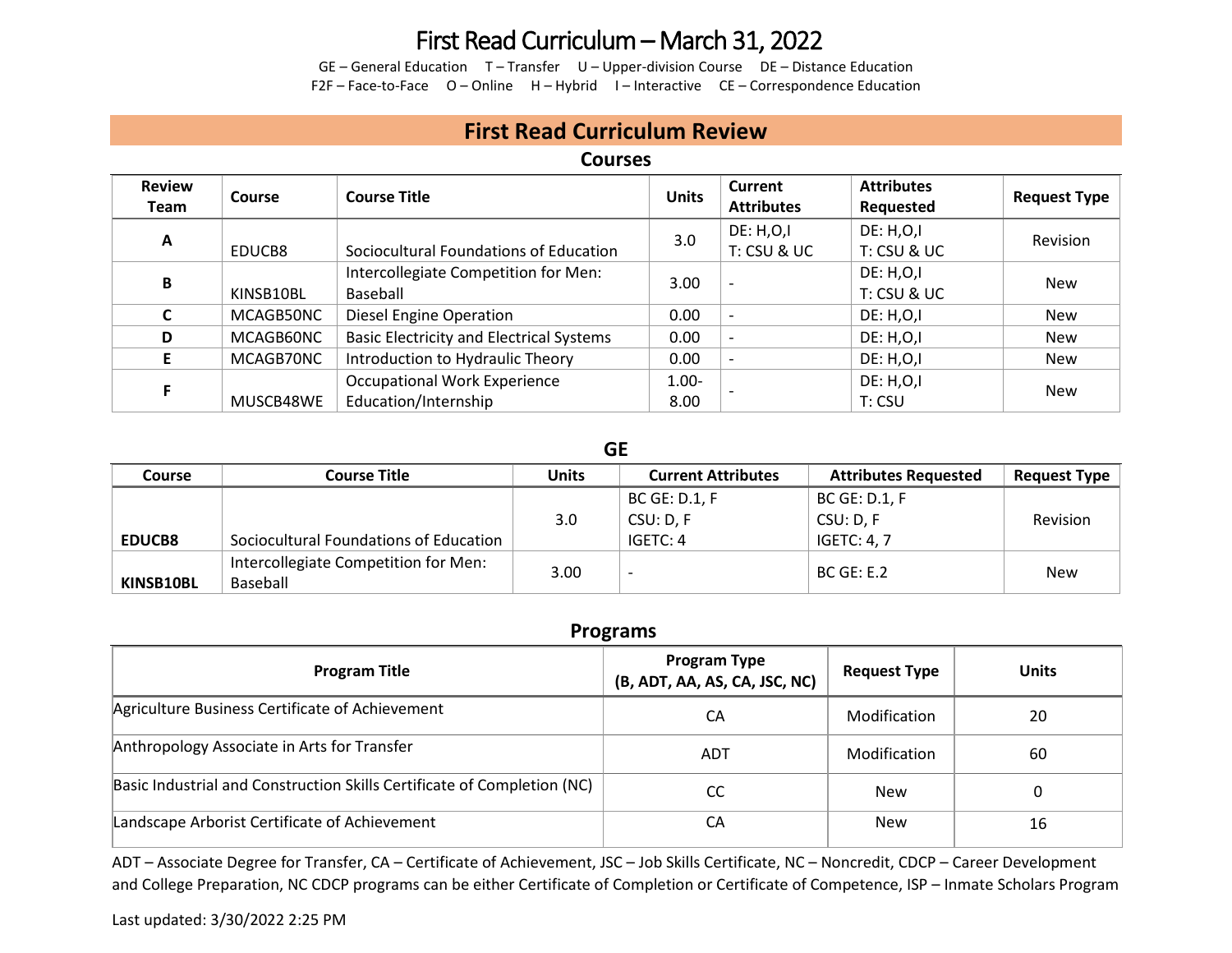# First Read Curriculum – March 31, 2022

GE – General Education T – Transfer U – Upper-division Course DE – Distance Education
F2F – Face-to-Face O – Online H – Hybrid I – Interactive CE – Correspondence Education

## First Read Curriculum Review

### Courses

| Review Team | Course | Course Title | Units | Current Attributes | Attributes Requested | Request Type |
|---|---|---|---|---|---|---|
| A | EDUCB8 | Sociocultural Foundations of Education | 3.0 | DE: H,O,I<br>T: CSU & UC | DE: H,O,I<br>T: CSU & UC | Revision |
| B | KINSB10BL | Intercollegiate Competition for Men: Baseball | 3.00 | - | DE: H,O,I<br>T: CSU & UC | New |
| C | MCAGB50NC | Diesel Engine Operation | 0.00 | - | DE: H,O,I | New |
| D | MCAGB60NC | Basic Electricity and Electrical Systems | 0.00 | - | DE: H,O,I | New |
| E | MCAGB70NC | Introduction to Hydraulic Theory | 0.00 | - | DE: H,O,I | New |
| F | MUSCB48WE | Occupational Work Experience Education/Internship | 1.00-8.00 | - | DE: H,O,I<br>T: CSU | New |

### GE

| Course | Course Title | Units | Current Attributes | Attributes Requested | Request Type |
|---|---|---|---|---|---|
| EDUCB8 | Sociocultural Foundations of Education | 3.0 | BC GE: D.1, F<br>CSU: D, F<br>IGETC: 4 | BC GE: D.1, F<br>CSU: D, F<br>IGETC: 4, 7 | Revision |
| KINSB10BL | Intercollegiate Competition for Men: Baseball | 3.00 | - | BC GE: E.2 | New |

### Programs

| Program Title | Program Type (B, ADT, AA, AS, CA, JSC, NC) | Request Type | Units |
|---|---|---|---|
| Agriculture Business Certificate of Achievement | CA | Modification | 20 |
| Anthropology Associate in Arts for Transfer | ADT | Modification | 60 |
| Basic Industrial and Construction Skills Certificate of Completion (NC) | CC | New | 0 |
| Landscape Arborist Certificate of Achievement | CA | New | 16 |

ADT – Associate Degree for Transfer, CA – Certificate of Achievement, JSC – Job Skills Certificate, NC – Noncredit, CDCP – Career Development and College Preparation, NC CDCP programs can be either Certificate of Completion or Certificate of Competence, ISP – Inmate Scholars Program

Last updated: 3/30/2022 2:25 PM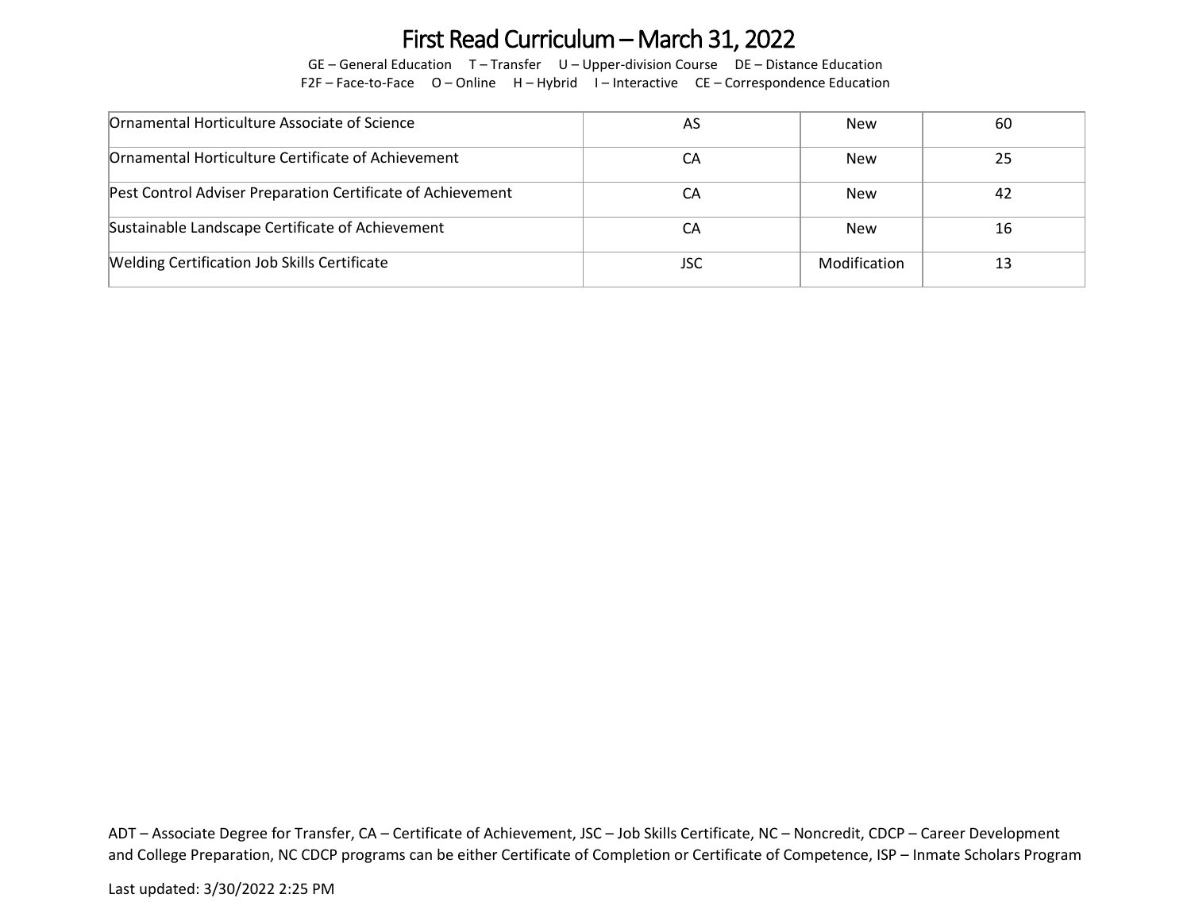# First Read Curriculum – March 31, 2022

GE – General Education  T – Transfer  U – Upper-division Course  DE – Distance Education
F2F – Face-to-Face  O – Online  H – Hybrid  I – Interactive  CE – Correspondence Education

| | | | |
|---|---|---|---|
| Ornamental Horticulture Associate of Science | AS | New | 60 |
| Ornamental Horticulture Certificate of Achievement | CA | New | 25 |
| Pest Control Adviser Preparation Certificate of Achievement | CA | New | 42 |
| Sustainable Landscape Certificate of Achievement | CA | New | 16 |
| Welding Certification Job Skills Certificate | JSC | Modification | 13 |

ADT – Associate Degree for Transfer, CA – Certificate of Achievement, JSC – Job Skills Certificate, NC – Noncredit, CDCP – Career Development and College Preparation, NC CDCP programs can be either Certificate of Completion or Certificate of Competence, ISP – Inmate Scholars Program

Last updated: 3/30/2022 2:25 PM